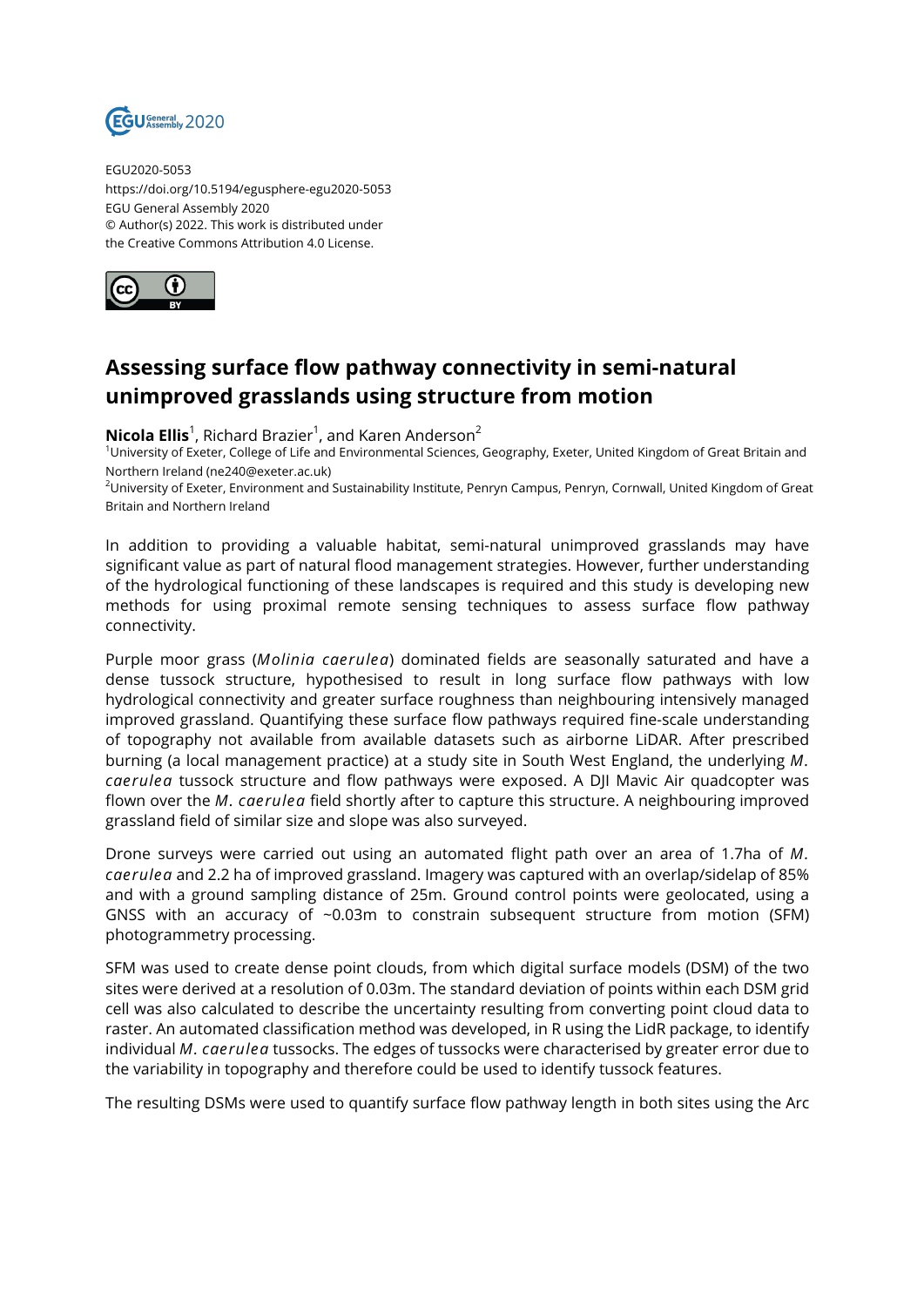EGU2020-5053
https://doi.org/10.5194/egusphere-egu2020-5053
EGU General Assembly 2020
© Author(s) 2022. This work is distributed under
the Creative Commons Attribution 4.0 License.

# Assessing surface flow pathway connectivity in semi-natural unimproved grasslands using structure from motion

**Nicola Ellis**[1], Richard Brazier[1], and Karen Anderson[2]

[1]University of Exeter, College of Life and Environmental Sciences, Geography, Exeter, United Kingdom of Great Britain and Northern Ireland (ne240@exeter.ac.uk)
[2]University of Exeter, Environment and Sustainability Institute, Penryn Campus, Penryn, Cornwall, United Kingdom of Great Britain and Northern Ireland

In addition to providing a valuable habitat, semi-natural unimproved grasslands may have significant value as part of natural flood management strategies. However, further understanding of the hydrological functioning of these landscapes is required and this study is developing new methods for using proximal remote sensing techniques to assess surface flow pathway connectivity.

Purple moor grass (*Molinia caerulea*) dominated fields are seasonally saturated and have a dense tussock structure, hypothesised to result in long surface flow pathways with low hydrological connectivity and greater surface roughness than neighbouring intensively managed improved grassland. Quantifying these surface flow pathways required fine-scale understanding of topography not available from available datasets such as airborne LiDAR. After prescribed burning (a local management practice) at a study site in South West England, the underlying *M. caerulea* tussock structure and flow pathways were exposed. A DJI Mavic Air quadcopter was flown over the *M. caerulea* field shortly after to capture this structure. A neighbouring improved grassland field of similar size and slope was also surveyed.

Drone surveys were carried out using an automated flight path over an area of 1.7ha of *M. caerulea* and 2.2 ha of improved grassland. Imagery was captured with an overlap/sidelap of 85% and with a ground sampling distance of 25m. Ground control points were geolocated, using a GNSS with an accuracy of ~0.03m to constrain subsequent structure from motion (SFM) photogrammetry processing.

SFM was used to create dense point clouds, from which digital surface models (DSM) of the two sites were derived at a resolution of 0.03m. The standard deviation of points within each DSM grid cell was also calculated to describe the uncertainty resulting from converting point cloud data to raster. An automated classification method was developed, in R using the LidR package, to identify individual *M. caerulea* tussocks. The edges of tussocks were characterised by greater error due to the variability in topography and therefore could be used to identify tussock features.

The resulting DSMs were used to quantify surface flow pathway length in both sites using the Arc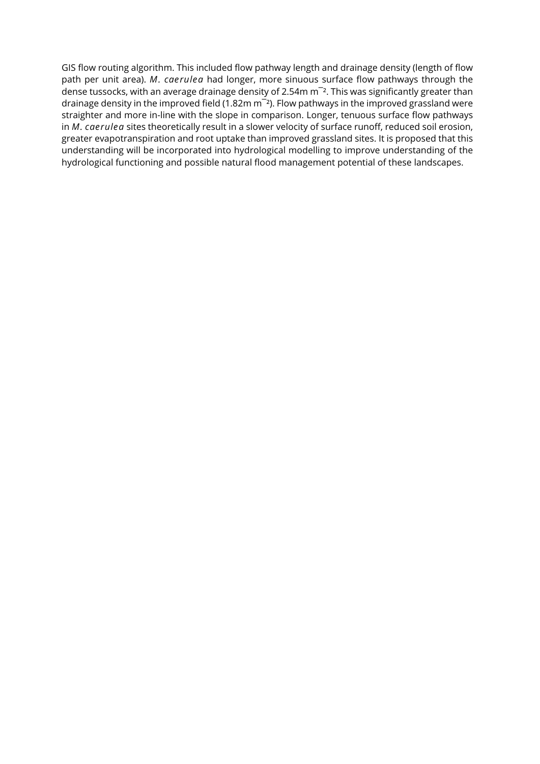GIS flow routing algorithm. This included flow pathway length and drainage density (length of flow path per unit area). *M. caerulea* had longer, more sinuous surface flow pathways through the dense tussocks, with an average drainage density of 2.54m $m^{-2}$. This was significantly greater than drainage density in the improved field (1.82m $m^{-2}$). Flow pathways in the improved grassland were straighter and more in-line with the slope in comparison. Longer, tenuous surface flow pathways in *M. caerulea* sites theoretically result in a slower velocity of surface runoff, reduced soil erosion, greater evapotranspiration and root uptake than improved grassland sites. It is proposed that this understanding will be incorporated into hydrological modelling to improve understanding of the hydrological functioning and possible natural flood management potential of these landscapes.